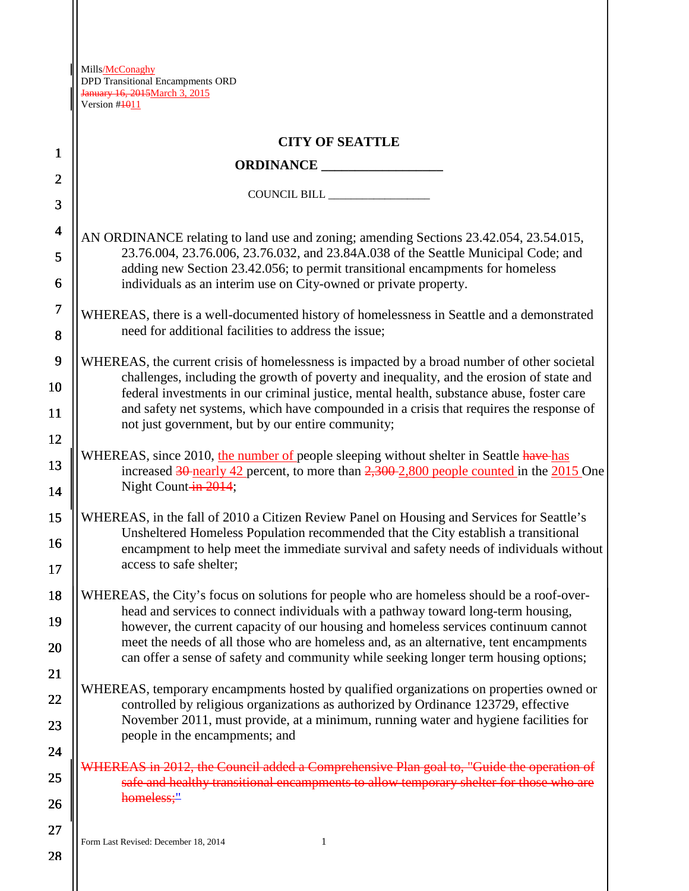Mills/McConaghy
DPD Transitional Encampments ORD
~~January 16, 2015~~March 3, 2015
Version #~~10~~11

**CITY OF SEATTLE**

**ORDINANCE __________________**

COUNCIL BILL __________________

AN ORDINANCE relating to land use and zoning; amending Sections 23.42.054, 23.54.015, 23.76.004, 23.76.006, 23.76.032, and 23.84A.038 of the Seattle Municipal Code; and adding new Section 23.42.056; to permit transitional encampments for homeless individuals as an interim use on City-owned or private property.

WHEREAS, there is a well-documented history of homelessness in Seattle and a demonstrated need for additional facilities to address the issue;

WHEREAS, the current crisis of homelessness is impacted by a broad number of other societal challenges, including the growth of poverty and inequality, and the erosion of state and federal investments in our criminal justice, mental health, substance abuse, foster care and safety net systems, which have compounded in a crisis that requires the response of not just government, but by our entire community;

WHEREAS, since 2010, the number of people sleeping without shelter in Seattle ~~have~~ has increased ~~30~~ nearly 42 percent, to more than ~~2,300~~ 2,800 people counted in the 2015 One Night Count ~~in 2014~~;

WHEREAS, in the fall of 2010 a Citizen Review Panel on Housing and Services for Seattle's Unsheltered Homeless Population recommended that the City establish a transitional encampment to help meet the immediate survival and safety needs of individuals without access to safe shelter;

WHEREAS, the City's focus on solutions for people who are homeless should be a roof-over-head and services to connect individuals with a pathway toward long-term housing, however, the current capacity of our housing and homeless services continuum cannot meet the needs of all those who are homeless and, as an alternative, tent encampments can offer a sense of safety and community while seeking longer term housing options;

WHEREAS, temporary encampments hosted by qualified organizations on properties owned or controlled by religious organizations as authorized by Ordinance 123729, effective November 2011, must provide, at a minimum, running water and hygiene facilities for people in the encampments; and

~~WHEREAS in 2012, the Council added a Comprehensive Plan goal to, "Guide the operation of safe and healthy transitional encampments to allow temporary shelter for those who are homeless;"~~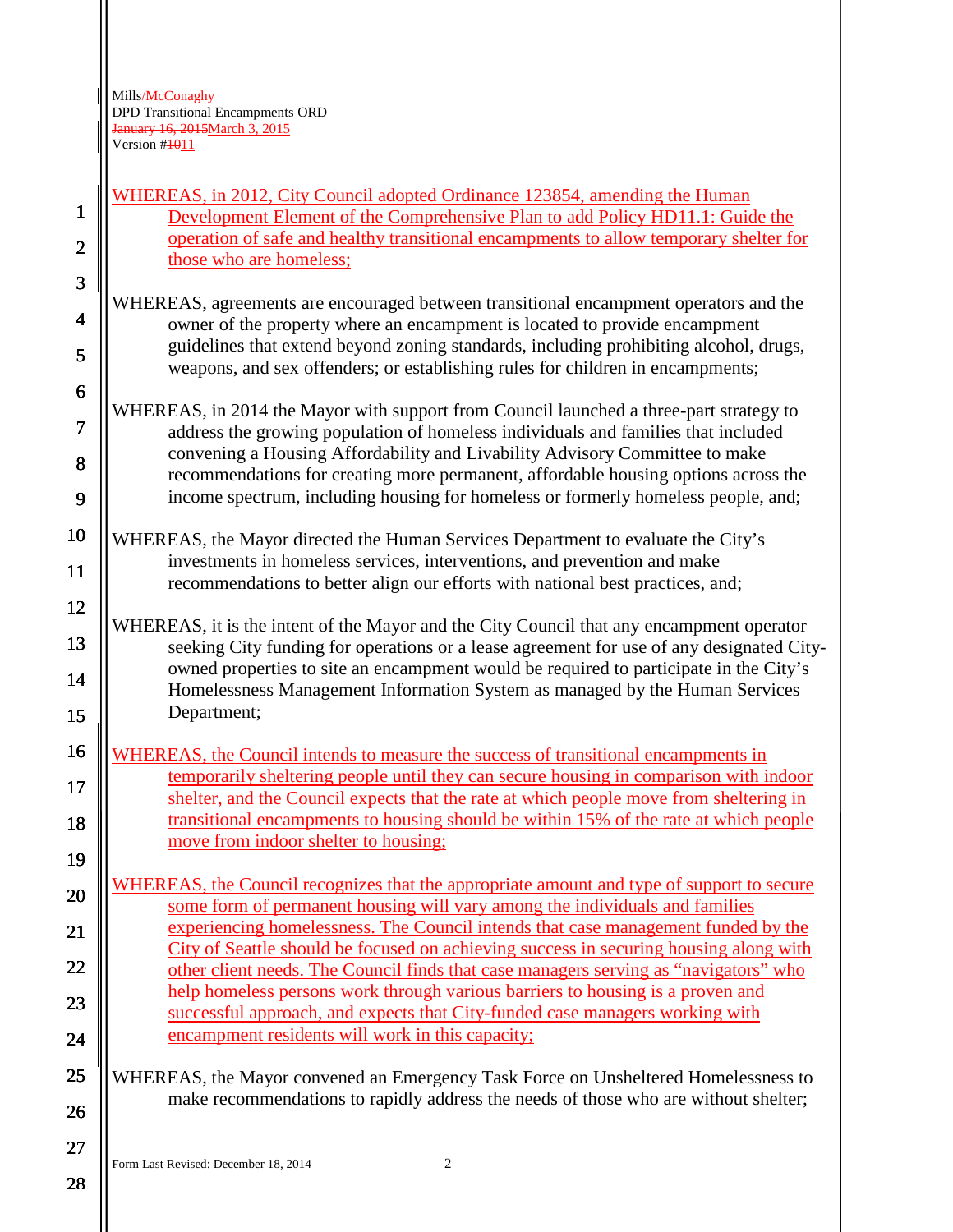WHEREAS, in 2012, City Council adopted Ordinance 123854, amending the Human Development Element of the Comprehensive Plan to add Policy HD11.1: Guide the operation of safe and healthy transitional encampments to allow temporary shelter for those who are homeless;

WHEREAS, agreements are encouraged between transitional encampment operators and the owner of the property where an encampment is located to provide encampment guidelines that extend beyond zoning standards, including prohibiting alcohol, drugs, weapons, and sex offenders; or establishing rules for children in encampments;

WHEREAS, in 2014 the Mayor with support from Council launched a three-part strategy to address the growing population of homeless individuals and families that included convening a Housing Affordability and Livability Advisory Committee to make recommendations for creating more permanent, affordable housing options across the income spectrum, including housing for homeless or formerly homeless people, and;

WHEREAS, the Mayor directed the Human Services Department to evaluate the City's investments in homeless services, interventions, and prevention and make recommendations to better align our efforts with national best practices, and;

WHEREAS, it is the intent of the Mayor and the City Council that any encampment operator seeking City funding for operations or a lease agreement for use of any designated City-owned properties to site an encampment would be required to participate in the City's Homelessness Management Information System as managed by the Human Services Department;

WHEREAS, the Council intends to measure the success of transitional encampments in temporarily sheltering people until they can secure housing in comparison with indoor shelter, and the Council expects that the rate at which people move from sheltering in transitional encampments to housing should be within 15% of the rate at which people move from indoor shelter to housing;

WHEREAS, the Council recognizes that the appropriate amount and type of support to secure some form of permanent housing will vary among the individuals and families experiencing homelessness. The Council intends that case management funded by the City of Seattle should be focused on achieving success in securing housing along with other client needs. The Council finds that case managers serving as "navigators" who help homeless persons work through various barriers to housing is a proven and successful approach, and expects that City-funded case managers working with encampment residents will work in this capacity;

WHEREAS, the Mayor convened an Emergency Task Force on Unsheltered Homelessness to make recommendations to rapidly address the needs of those who are without shelter;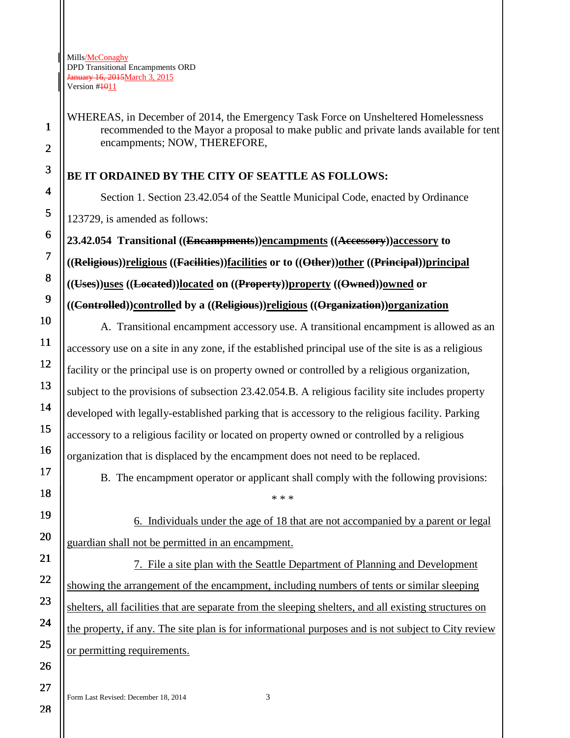WHEREAS, in December of 2014, the Emergency Task Force on Unsheltered Homelessness recommended to the Mayor a proposal to make public and private lands available for tent encampments; NOW, THEREFORE,

**BE IT ORDAINED BY THE CITY OF SEATTLE AS FOLLOWS:**

Section 1. Section 23.42.054 of the Seattle Municipal Code, enacted by Ordinance 123729, is amended as follows:

**23.42.054 Transitional ((~~Encampments~~))encampments ((~~Accessory~~))accessory to ((~~Religious~~))religious ((~~Facilities~~))facilities or to ((~~Other~~))other ((~~Principal~~))principal ((~~Uses~~))uses ((~~Located~~))located on ((~~Property~~))property ((~~Owned~~))owned or ((~~Controlled~~))controlled by a ((~~Religious~~))religious ((~~Organization~~))organization**

A. Transitional encampment accessory use. A transitional encampment is allowed as an accessory use on a site in any zone, if the established principal use of the site is as a religious facility or the principal use is on property owned or controlled by a religious organization, subject to the provisions of subsection 23.42.054.B. A religious facility site includes property developed with legally-established parking that is accessory to the religious facility. Parking accessory to a religious facility or located on property owned or controlled by a religious organization that is displaced by the encampment does not need to be replaced.

B. The encampment operator or applicant shall comply with the following provisions:

\* \* \*

6. Individuals under the age of 18 that are not accompanied by a parent or legal guardian shall not be permitted in an encampment.

7. File a site plan with the Seattle Department of Planning and Development showing the arrangement of the encampment, including numbers of tents or similar sleeping shelters, all facilities that are separate from the sleeping shelters, and all existing structures on the property, if any. The site plan is for informational purposes and is not subject to City review or permitting requirements.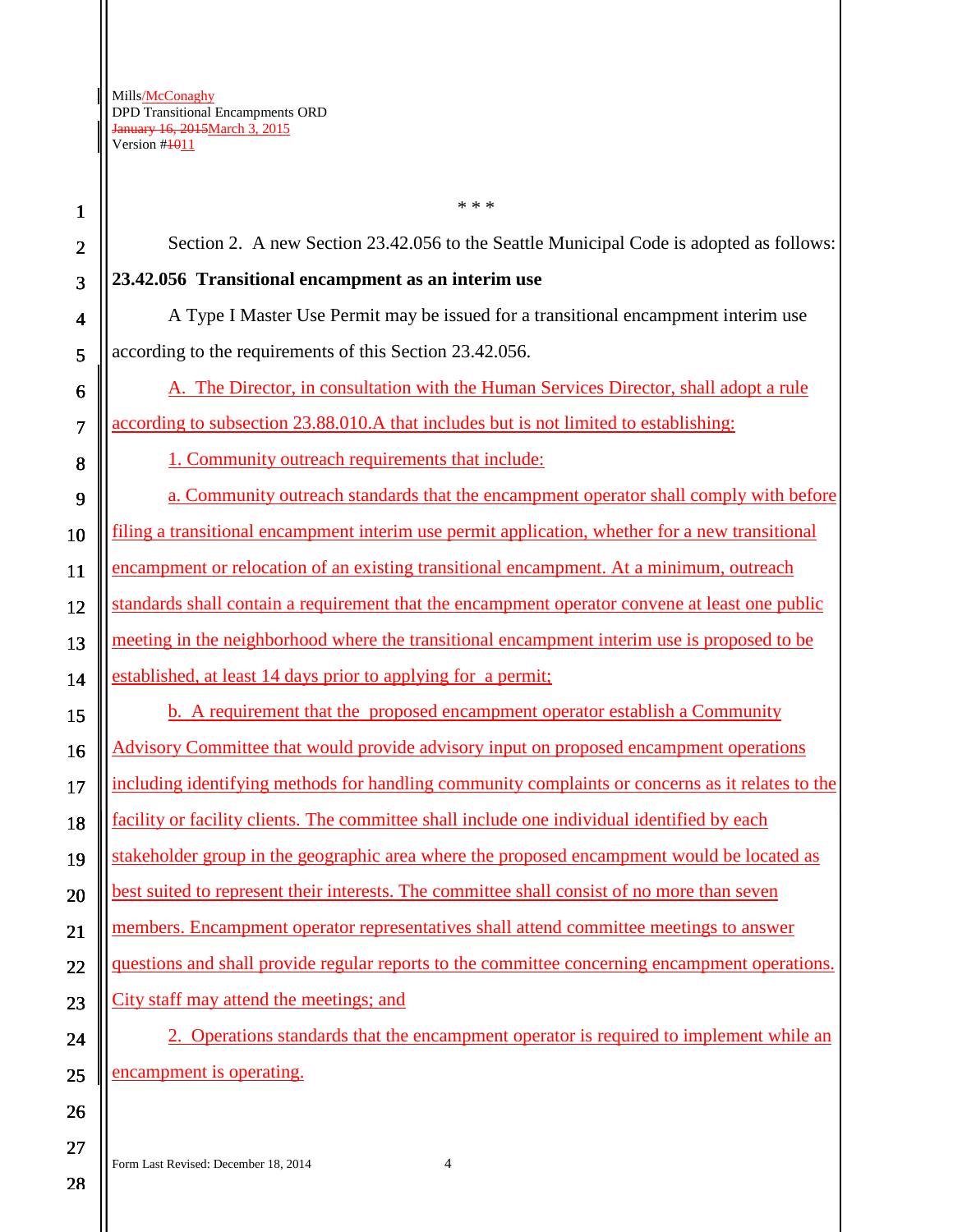\* \* \*

Section 2. A new Section 23.42.056 to the Seattle Municipal Code is adopted as follows:

**23.42.056 Transitional encampment as an interim use**

A Type I Master Use Permit may be issued for a transitional encampment interim use according to the requirements of this Section 23.42.056.

A. The Director, in consultation with the Human Services Director, shall adopt a rule according to subsection 23.88.010.A that includes but is not limited to establishing:

1. Community outreach requirements that include:

a. Community outreach standards that the encampment operator shall comply with before filing a transitional encampment interim use permit application, whether for a new transitional encampment or relocation of an existing transitional encampment. At a minimum, outreach standards shall contain a requirement that the encampment operator convene at least one public meeting in the neighborhood where the transitional encampment interim use is proposed to be established, at least 14 days prior to applying for a permit;

b. A requirement that the proposed encampment operator establish a Community Advisory Committee that would provide advisory input on proposed encampment operations including identifying methods for handling community complaints or concerns as it relates to the facility or facility clients. The committee shall include one individual identified by each stakeholder group in the geographic area where the proposed encampment would be located as best suited to represent their interests. The committee shall consist of no more than seven members. Encampment operator representatives shall attend committee meetings to answer questions and shall provide regular reports to the committee concerning encampment operations. City staff may attend the meetings; and

2. Operations standards that the encampment operator is required to implement while an encampment is operating.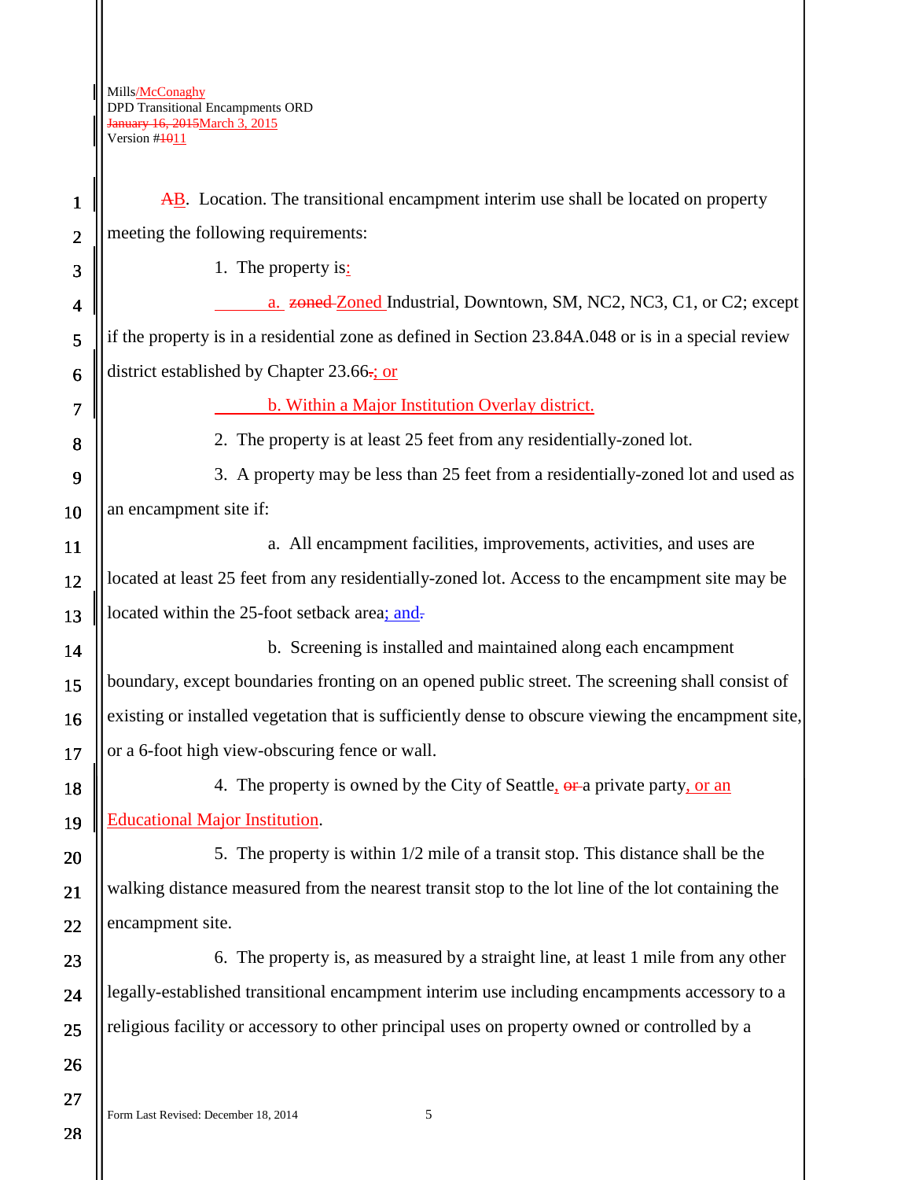AB. Location. The transitional encampment interim use shall be located on property meeting the following requirements:

1. The property is:

a. zoned Zoned Industrial, Downtown, SM, NC2, NC3, C1, or C2; except if the property is in a residential zone as defined in Section 23.84A.048 or is in a special review district established by Chapter 23.66.; or

b. Within a Major Institution Overlay district.

2. The property is at least 25 feet from any residentially-zoned lot.

3. A property may be less than 25 feet from a residentially-zoned lot and used as an encampment site if:

a. All encampment facilities, improvements, activities, and uses are located at least 25 feet from any residentially-zoned lot. Access to the encampment site may be located within the 25-foot setback area; and.

b. Screening is installed and maintained along each encampment boundary, except boundaries fronting on an opened public street. The screening shall consist of existing or installed vegetation that is sufficiently dense to obscure viewing the encampment site, or a 6-foot high view-obscuring fence or wall.

4. The property is owned by the City of Seattle, or a private party, or an Educational Major Institution.

5. The property is within 1/2 mile of a transit stop. This distance shall be the walking distance measured from the nearest transit stop to the lot line of the lot containing the encampment site.

6. The property is, as measured by a straight line, at least 1 mile from any other legally-established transitional encampment interim use including encampments accessory to a religious facility or accessory to other principal uses on property owned or controlled by a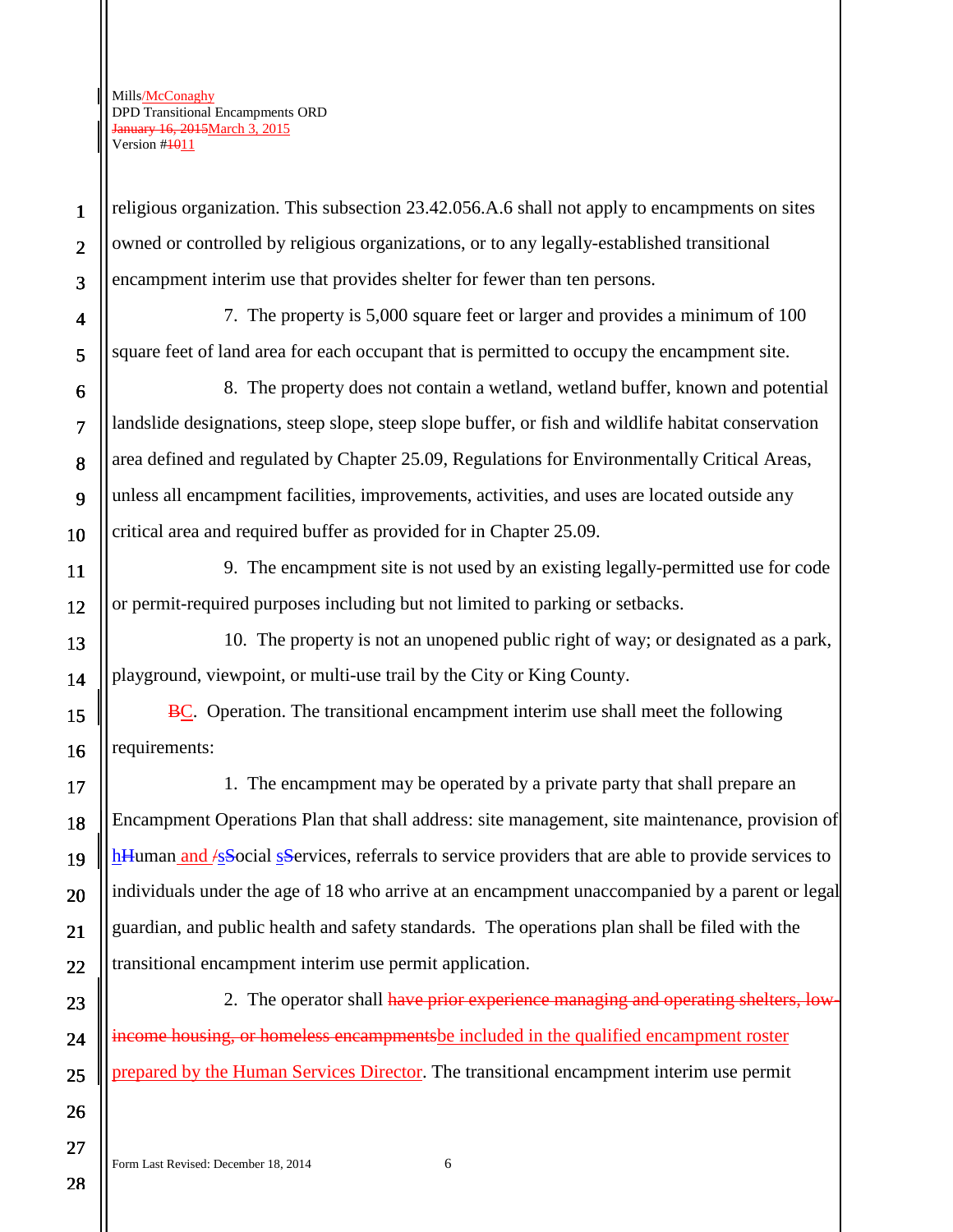religious organization. This subsection 23.42.056.A.6 shall not apply to encampments on sites owned or controlled by religious organizations, or to any legally-established transitional encampment interim use that provides shelter for fewer than ten persons.

7. The property is 5,000 square feet or larger and provides a minimum of 100 square feet of land area for each occupant that is permitted to occupy the encampment site.

8. The property does not contain a wetland, wetland buffer, known and potential landslide designations, steep slope, steep slope buffer, or fish and wildlife habitat conservation area defined and regulated by Chapter 25.09, Regulations for Environmentally Critical Areas, unless all encampment facilities, improvements, activities, and uses are located outside any critical area and required buffer as provided for in Chapter 25.09.

9. The encampment site is not used by an existing legally-permitted use for code or permit-required purposes including but not limited to parking or setbacks.

10. The property is not an unopened public right of way; or designated as a park, playground, viewpoint, or multi-use trail by the City or King County.

~~B~~C. Operation. The transitional encampment interim use shall meet the following requirements:

1. The encampment may be operated by a private party that shall prepare an Encampment Operations Plan that shall address: site management, site maintenance, provision of h~~H~~uman and ~~/~~s~~S~~ocial s~~S~~ervices, referrals to service providers that are able to provide services to individuals under the age of 18 who arrive at an encampment unaccompanied by a parent or legal guardian, and public health and safety standards. The operations plan shall be filed with the transitional encampment interim use permit application.

2. The operator shall ~~have prior experience managing and operating shelters, low-income housing, or homeless encampments~~be included in the qualified encampment roster prepared by the Human Services Director. The transitional encampment interim use permit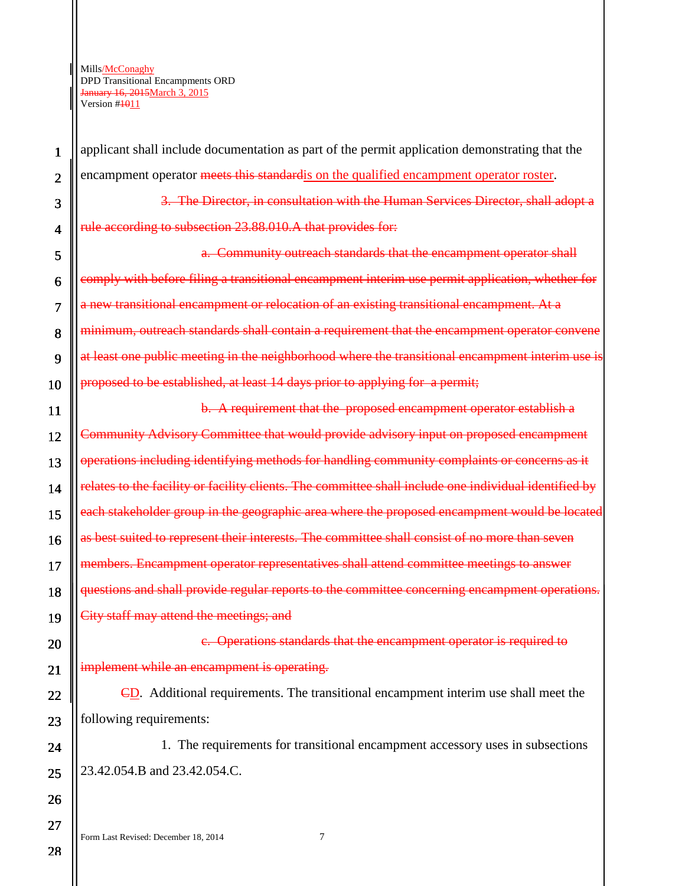applicant shall include documentation as part of the permit application demonstrating that the encampment operator ~~meets this standard~~is on the qualified encampment operator roster.

~~3. The Director, in consultation with the Human Services Director, shall adopt a rule according to subsection 23.88.010.A that provides for:~~

~~a. Community outreach standards that the encampment operator shall comply with before filing a transitional encampment interim use permit application, whether for a new transitional encampment or relocation of an existing transitional encampment. At a minimum, outreach standards shall contain a requirement that the encampment operator convene at least one public meeting in the neighborhood where the transitional encampment interim use is proposed to be established, at least 14 days prior to applying for a permit;~~

~~b. A requirement that the proposed encampment operator establish a Community Advisory Committee that would provide advisory input on proposed encampment operations including identifying methods for handling community complaints or concerns as it relates to the facility or facility clients. The committee shall include one individual identified by each stakeholder group in the geographic area where the proposed encampment would be located as best suited to represent their interests. The committee shall consist of no more than seven members. Encampment operator representatives shall attend committee meetings to answer questions and shall provide regular reports to the committee concerning encampment operations. City staff may attend the meetings; and~~

~~c. Operations standards that the encampment operator is required to implement while an encampment is operating.~~

~~C~~D. Additional requirements. The transitional encampment interim use shall meet the following requirements:

1. The requirements for transitional encampment accessory uses in subsections 23.42.054.B and 23.42.054.C.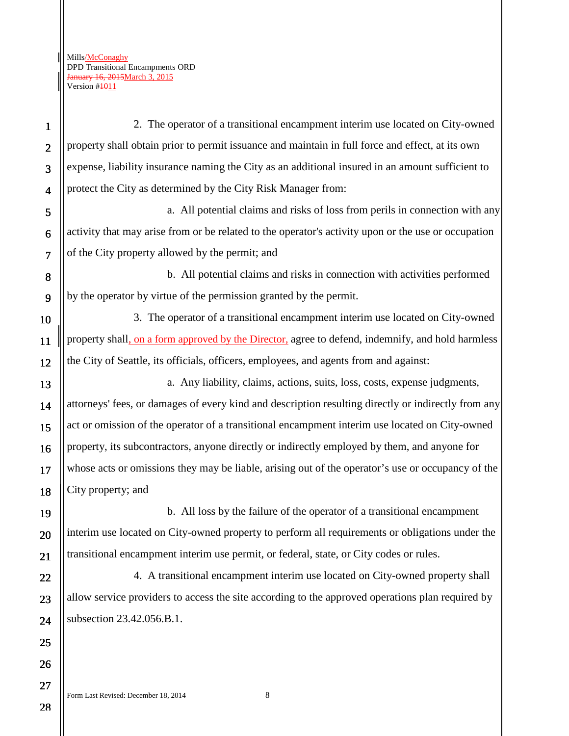2. The operator of a transitional encampment interim use located on City-owned property shall obtain prior to permit issuance and maintain in full force and effect, at its own expense, liability insurance naming the City as an additional insured in an amount sufficient to protect the City as determined by the City Risk Manager from:

a. All potential claims and risks of loss from perils in connection with any activity that may arise from or be related to the operator's activity upon or the use or occupation of the City property allowed by the permit; and

b. All potential claims and risks in connection with activities performed by the operator by virtue of the permission granted by the permit.

3. The operator of a transitional encampment interim use located on City-owned property shall, on a form approved by the Director, agree to defend, indemnify, and hold harmless the City of Seattle, its officials, officers, employees, and agents from and against:

a. Any liability, claims, actions, suits, loss, costs, expense judgments, attorneys' fees, or damages of every kind and description resulting directly or indirectly from any act or omission of the operator of a transitional encampment interim use located on City-owned property, its subcontractors, anyone directly or indirectly employed by them, and anyone for whose acts or omissions they may be liable, arising out of the operator's use or occupancy of the City property; and

b. All loss by the failure of the operator of a transitional encampment interim use located on City-owned property to perform all requirements or obligations under the transitional encampment interim use permit, or federal, state, or City codes or rules.

4. A transitional encampment interim use located on City-owned property shall allow service providers to access the site according to the approved operations plan required by subsection 23.42.056.B.1.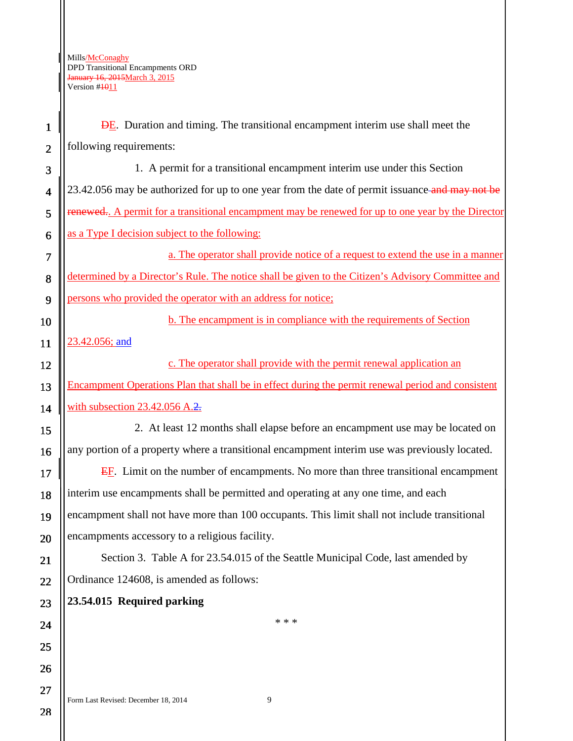~~D~~E. Duration and timing. The transitional encampment interim use shall meet the following requirements:

1. A permit for a transitional encampment interim use under this Section 23.42.056 may be authorized for up to one year from the date of permit issuance ~~and may not be renewed.~~. A permit for a transitional encampment may be renewed for up to one year by the Director as a Type I decision subject to the following:

a. The operator shall provide notice of a request to extend the use in a manner determined by a Director's Rule. The notice shall be given to the Citizen's Advisory Committee and persons who provided the operator with an address for notice;

b. The encampment is in compliance with the requirements of Section 23.42.056; and

c. The operator shall provide with the permit renewal application an Encampment Operations Plan that shall be in effect during the permit renewal period and consistent with subsection 23.42.056 A.~~2.~~

2. At least 12 months shall elapse before an encampment use may be located on any portion of a property where a transitional encampment interim use was previously located.

~~E~~F. Limit on the number of encampments. No more than three transitional encampment interim use encampments shall be permitted and operating at any one time, and each encampment shall not have more than 100 occupants. This limit shall not include transitional encampments accessory to a religious facility.

Section 3. Table A for 23.54.015 of the Seattle Municipal Code, last amended by Ordinance 124608, is amended as follows:

**23.54.015 Required parking**

\* \* \*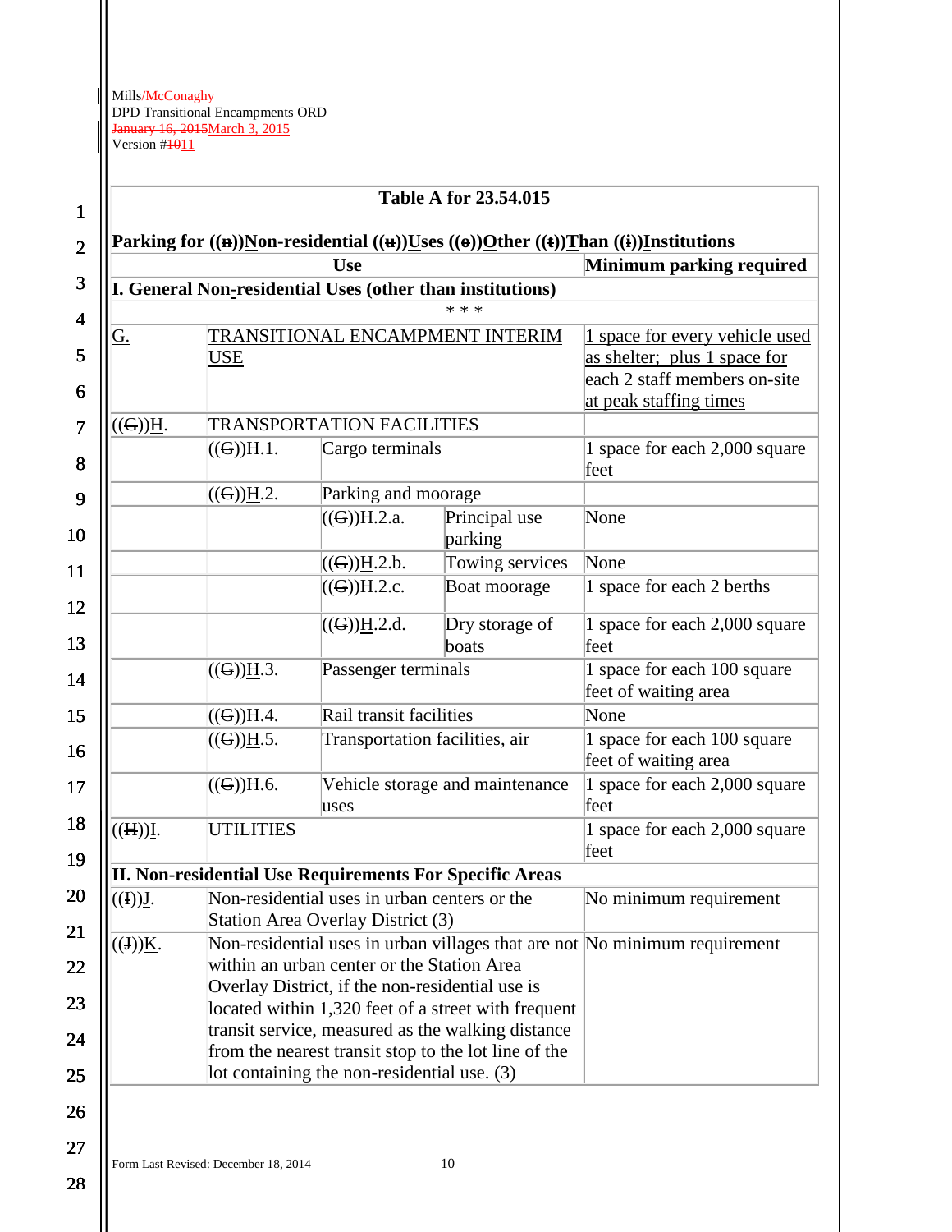**Table A for 23.54.015**

**Parking for ((n))Non-residential ((u))Uses ((o))Other ((t))Than ((i))Institutions**

| Use | | | | Minimum parking required |
|---|---|---|---|---|
| **I. General Non-residential Uses (other than institutions)** | | | | |
| * * * | | | | |
| G. | TRANSITIONAL ENCAMPMENT INTERIM USE | | | 1 space for every vehicle used as shelter; plus 1 space for each 2 staff members on-site at peak staffing times |
| ((G))H. | TRANSPORTATION FACILITIES | | | |
| | ((G))H.1. | Cargo terminals | | 1 space for each 2,000 square feet |
| | ((G))H.2. | Parking and moorage | | |
| | | ((G))H.2.a. | Principal use parking | None |
| | | ((G))H.2.b. | Towing services | None |
| | | ((G))H.2.c. | Boat moorage | 1 space for each 2 berths |
| | | ((G))H.2.d. | Dry storage of boats | 1 space for each 2,000 square feet |
| | ((G))H.3. | Passenger terminals | | 1 space for each 100 square feet of waiting area |
| | ((G))H.4. | Rail transit facilities | | None |
| | ((G))H.5. | Transportation facilities, air | | 1 space for each 100 square feet of waiting area |
| | ((G))H.6. | Vehicle storage and maintenance uses | | 1 space for each 2,000 square feet |
| ((H))I. | UTILITIES | | | 1 space for each 2,000 square feet |
| **II. Non-residential Use Requirements For Specific Areas** | | | | |
| ((I))J. | Non-residential uses in urban centers or the Station Area Overlay District (3) | | | No minimum requirement |
| ((J))K. | Non-residential uses in urban villages that are not within an urban center or the Station Area Overlay District, if the non-residential use is located within 1,320 feet of a street with frequent transit service, measured as the walking distance from the nearest transit stop to the lot line of the lot containing the non-residential use. (3) | | | No minimum requirement |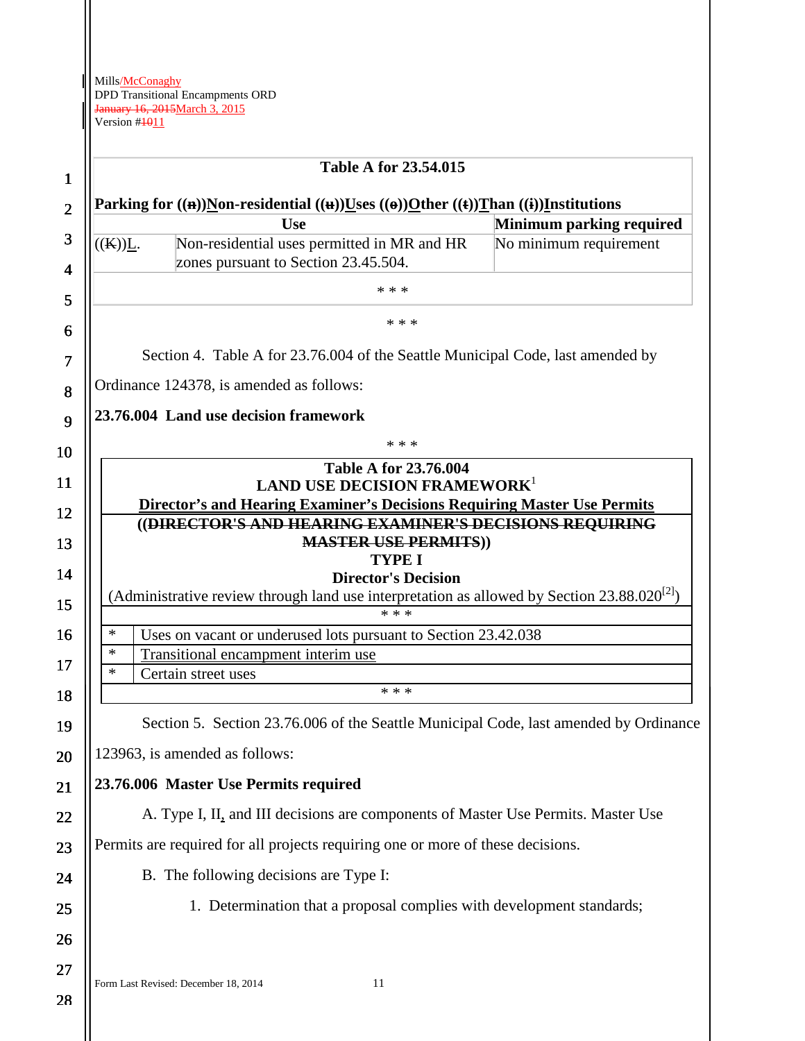**Table A for 23.54.015**

**Parking for ((n))Non-residential ((u))Uses ((o))Other ((t))Than ((i))Institutions**

| | Use | Minimum parking required |
|---|---|---|
| ((K))L. | Non-residential uses permitted in MR and HR zones pursuant to Section 23.45.504. | No minimum requirement |
| | * * * | |

* * *

Section 4. Table A for 23.76.004 of the Seattle Municipal Code, last amended by Ordinance 124378, is amended as follows:

**23.76.004 Land use decision framework**

* * *

| Table A for 23.76.004 LAND USE DECISION FRAMEWORK[1] Director's and Hearing Examiner's Decisions Requiring Master Use Permits ((DIRECTOR'S AND HEARING EXAMINER'S DECISIONS REQUIRING MASTER USE PERMITS)) TYPE I Director's Decision (Administrative review through land use interpretation as allowed by Section 23.88.020[2]) | |
|---|---|
| * * * | |
| * | Uses on vacant or underused lots pursuant to Section 23.42.038 |
| * | Transitional encampment interim use |
| * | Certain street uses |
| * * * | |

Section 5. Section 23.76.006 of the Seattle Municipal Code, last amended by Ordinance 123963, is amended as follows:

**23.76.006 Master Use Permits required**

A. Type I, II, and III decisions are components of Master Use Permits. Master Use Permits are required for all projects requiring one or more of these decisions.

B. The following decisions are Type I:

1. Determination that a proposal complies with development standards;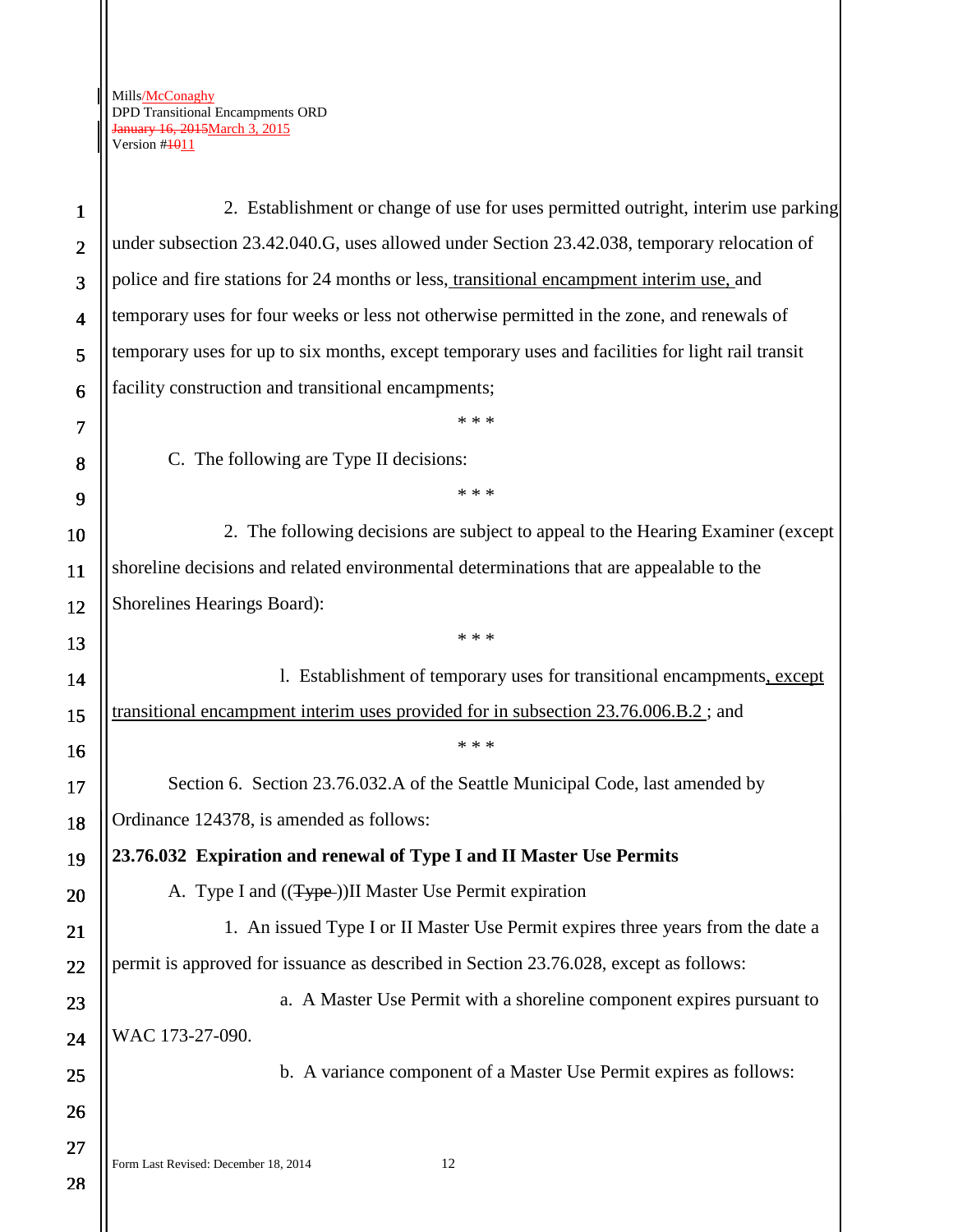2. Establishment or change of use for uses permitted outright, interim use parking under subsection 23.42.040.G, uses allowed under Section 23.42.038, temporary relocation of police and fire stations for 24 months or less, transitional encampment interim use, and temporary uses for four weeks or less not otherwise permitted in the zone, and renewals of temporary uses for up to six months, except temporary uses and facilities for light rail transit facility construction and transitional encampments;

\* \* \*

C. The following are Type II decisions:

\* \* \*

2. The following decisions are subject to appeal to the Hearing Examiner (except shoreline decisions and related environmental determinations that are appealable to the Shorelines Hearings Board):

\* \* \*

l. Establishment of temporary uses for transitional encampments, except transitional encampment interim uses provided for in subsection 23.76.006.B.2 ; and

\* \* \*

Section 6. Section 23.76.032.A of the Seattle Municipal Code, last amended by Ordinance 124378, is amended as follows:

**23.76.032 Expiration and renewal of Type I and II Master Use Permits**

A. Type I and ((~~Type~~ ))II Master Use Permit expiration

1. An issued Type I or II Master Use Permit expires three years from the date a permit is approved for issuance as described in Section 23.76.028, except as follows:

a. A Master Use Permit with a shoreline component expires pursuant to WAC 173-27-090.

b. A variance component of a Master Use Permit expires as follows: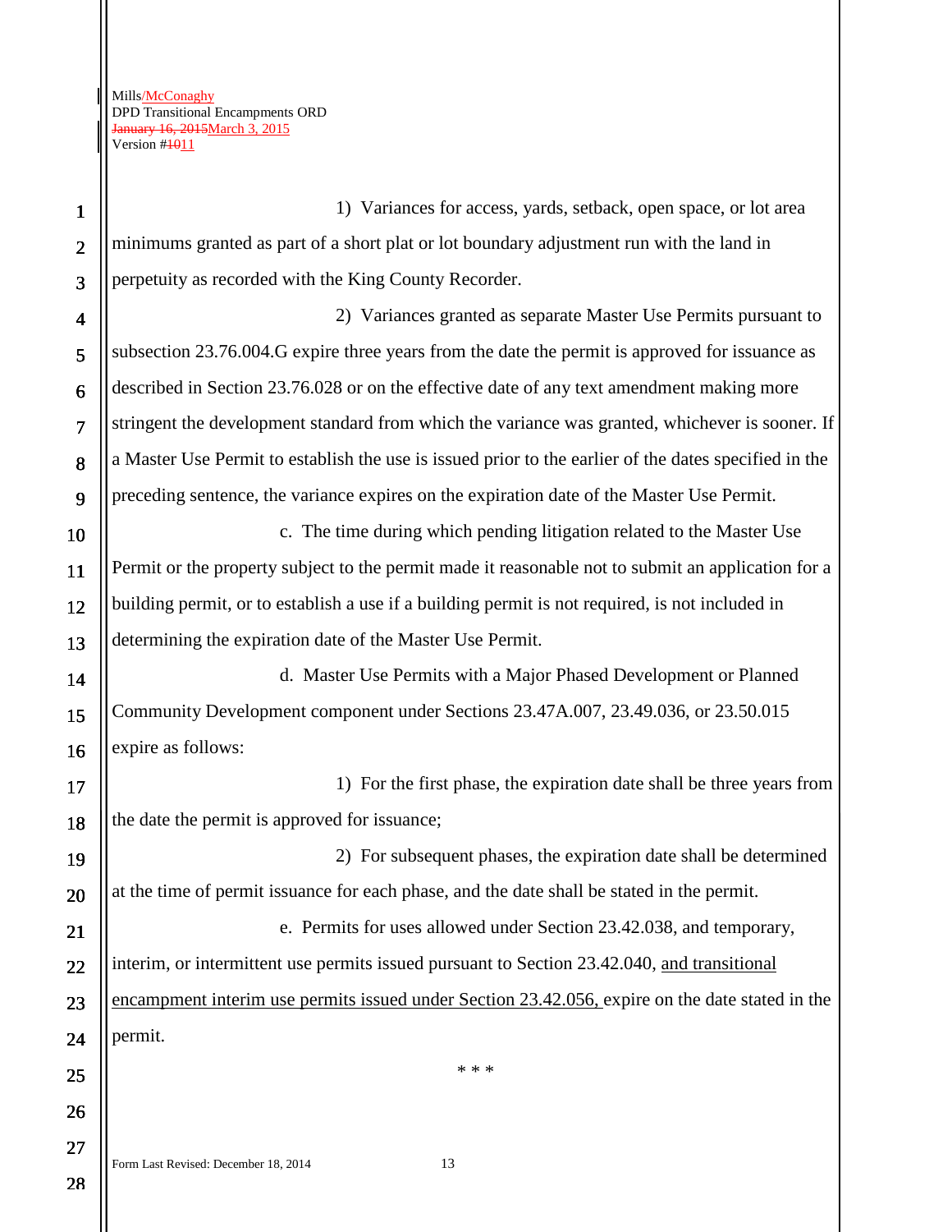1) Variances for access, yards, setback, open space, or lot area minimums granted as part of a short plat or lot boundary adjustment run with the land in perpetuity as recorded with the King County Recorder.

2) Variances granted as separate Master Use Permits pursuant to subsection 23.76.004.G expire three years from the date the permit is approved for issuance as described in Section 23.76.028 or on the effective date of any text amendment making more stringent the development standard from which the variance was granted, whichever is sooner. If a Master Use Permit to establish the use is issued prior to the earlier of the dates specified in the preceding sentence, the variance expires on the expiration date of the Master Use Permit.

c. The time during which pending litigation related to the Master Use Permit or the property subject to the permit made it reasonable not to submit an application for a building permit, or to establish a use if a building permit is not required, is not included in determining the expiration date of the Master Use Permit.

d. Master Use Permits with a Major Phased Development or Planned Community Development component under Sections 23.47A.007, 23.49.036, or 23.50.015 expire as follows:

1) For the first phase, the expiration date shall be three years from the date the permit is approved for issuance;

2) For subsequent phases, the expiration date shall be determined at the time of permit issuance for each phase, and the date shall be stated in the permit.

e. Permits for uses allowed under Section 23.42.038, and temporary, interim, or intermittent use permits issued pursuant to Section 23.42.040, <u>and transitional encampment interim use permits issued under Section 23.42.056,</u> expire on the date stated in the permit.

\* \* \*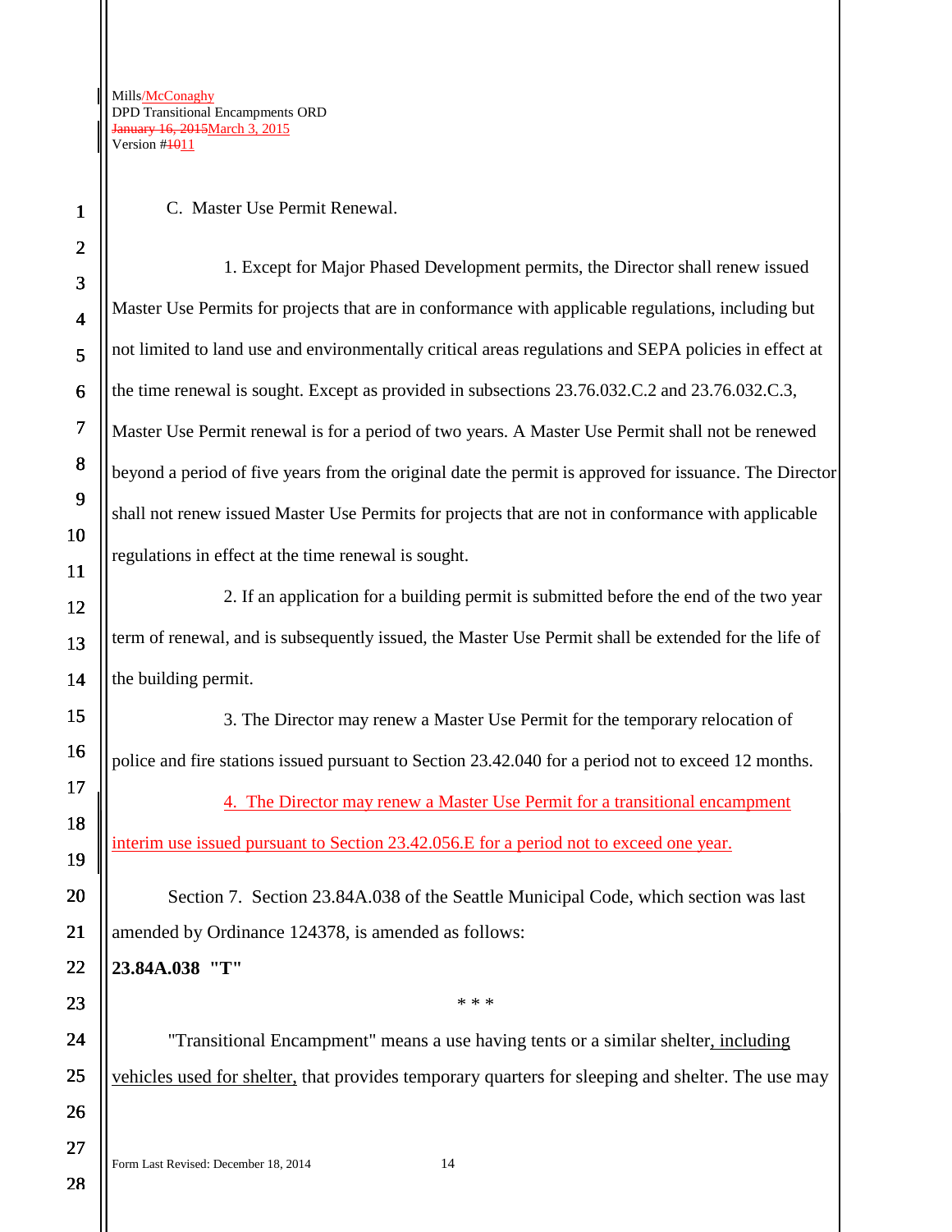C. Master Use Permit Renewal.

1. Except for Major Phased Development permits, the Director shall renew issued Master Use Permits for projects that are in conformance with applicable regulations, including but not limited to land use and environmentally critical areas regulations and SEPA policies in effect at the time renewal is sought. Except as provided in subsections 23.76.032.C.2 and 23.76.032.C.3, Master Use Permit renewal is for a period of two years. A Master Use Permit shall not be renewed beyond a period of five years from the original date the permit is approved for issuance. The Director shall not renew issued Master Use Permits for projects that are not in conformance with applicable regulations in effect at the time renewal is sought.

2. If an application for a building permit is submitted before the end of the two year term of renewal, and is subsequently issued, the Master Use Permit shall be extended for the life of the building permit.

3. The Director may renew a Master Use Permit for the temporary relocation of police and fire stations issued pursuant to Section 23.42.040 for a period not to exceed 12 months.

4. The Director may renew a Master Use Permit for a transitional encampment interim use issued pursuant to Section 23.42.056.E for a period not to exceed one year.

Section 7. Section 23.84A.038 of the Seattle Municipal Code, which section was last amended by Ordinance 124378, is amended as follows:

**23.84A.038 "T"**

\* \* \*

"Transitional Encampment" means a use having tents or a similar shelter, including vehicles used for shelter, that provides temporary quarters for sleeping and shelter. The use may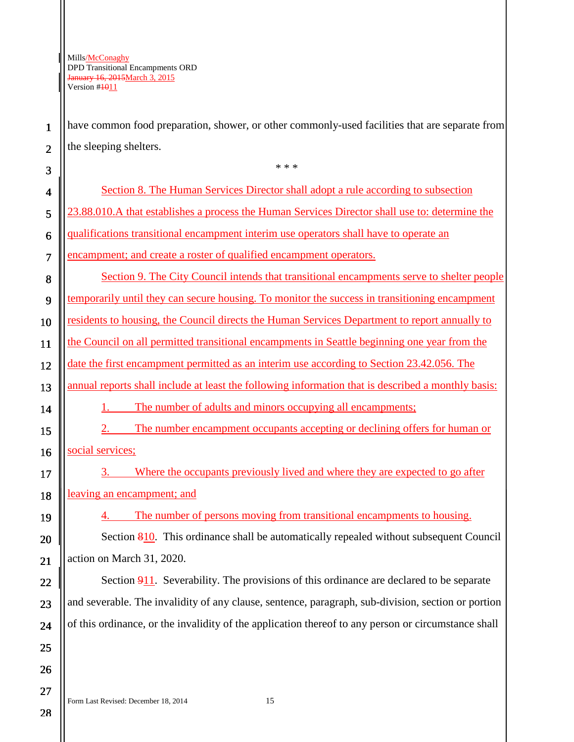have common food preparation, shower, or other commonly-used facilities that are separate from the sleeping shelters.

\* \* \*

Section 8. The Human Services Director shall adopt a rule according to subsection 23.88.010.A that establishes a process the Human Services Director shall use to: determine the qualifications transitional encampment interim use operators shall have to operate an encampment; and create a roster of qualified encampment operators.

Section 9. The City Council intends that transitional encampments serve to shelter people temporarily until they can secure housing. To monitor the success in transitioning encampment residents to housing, the Council directs the Human Services Department to report annually to the Council on all permitted transitional encampments in Seattle beginning one year from the date the first encampment permitted as an interim use according to Section 23.42.056. The annual reports shall include at least the following information that is described a monthly basis:

1. The number of adults and minors occupying all encampments;

2. The number encampment occupants accepting or declining offers for human or social services;

3. Where the occupants previously lived and where they are expected to go after leaving an encampment; and

4. The number of persons moving from transitional encampments to housing.

Section ~~8~~10. This ordinance shall be automatically repealed without subsequent Council action on March 31, 2020.

Section ~~9~~11. Severability. The provisions of this ordinance are declared to be separate and severable. The invalidity of any clause, sentence, paragraph, sub-division, section or portion of this ordinance, or the invalidity of the application thereof to any person or circumstance shall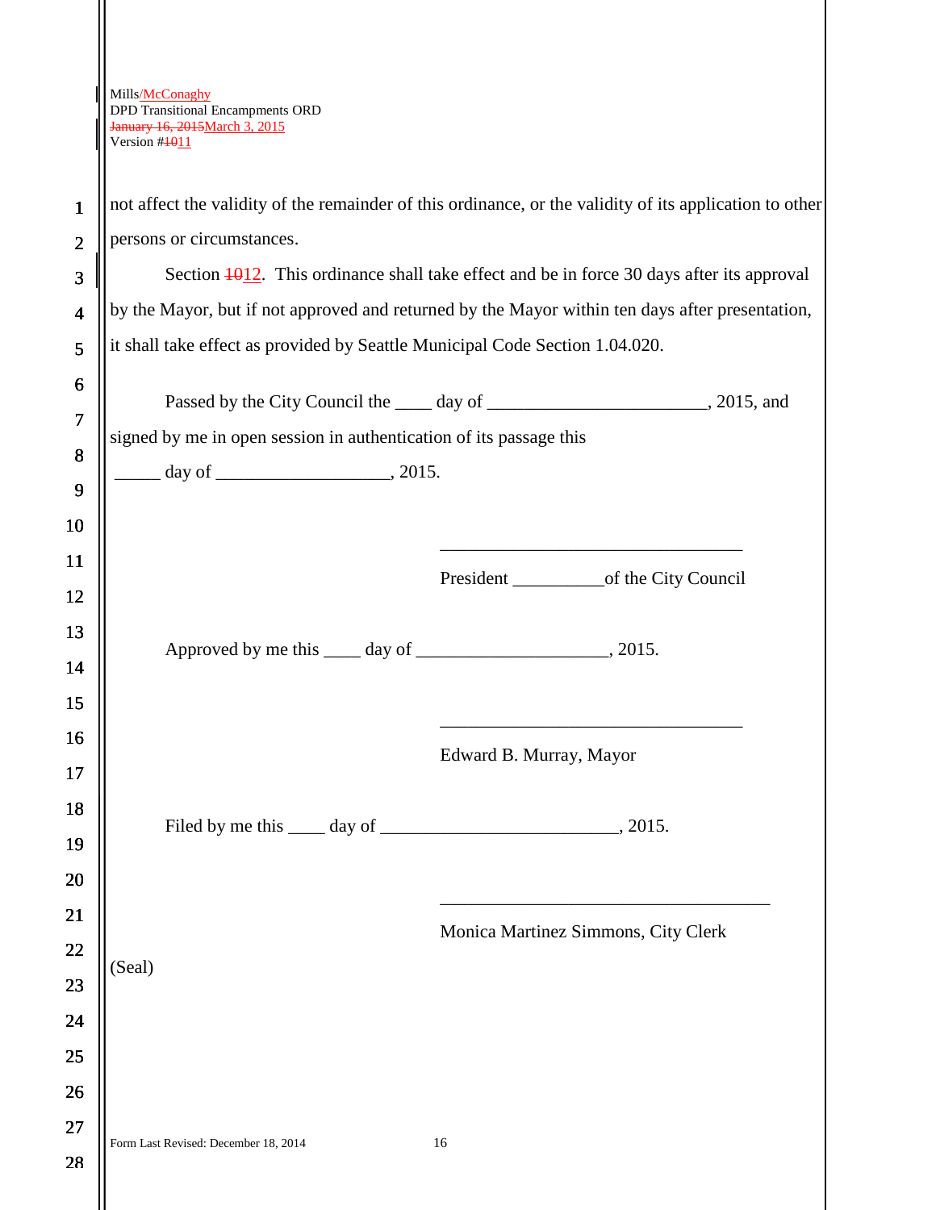not affect the validity of the remainder of this ordinance, or the validity of its application to other persons or circumstances.

Section ~~10~~12. This ordinance shall take effect and be in force 30 days after its approval by the Mayor, but if not approved and returned by the Mayor within ten days after presentation, it shall take effect as provided by Seattle Municipal Code Section 1.04.020.

Passed by the City Council the ____ day of ________________________, 2015, and signed by me in open session in authentication of its passage this

_____ day of ___________________, 2015.

_________________________________

President __________of the City Council

Approved by me this ____ day of ____________________, 2015.

_________________________________

Edward B. Murray, Mayor

Filed by me this ____ day of _________________________, 2015.

____________________________________

Monica Martinez Simmons, City Clerk

(Seal)